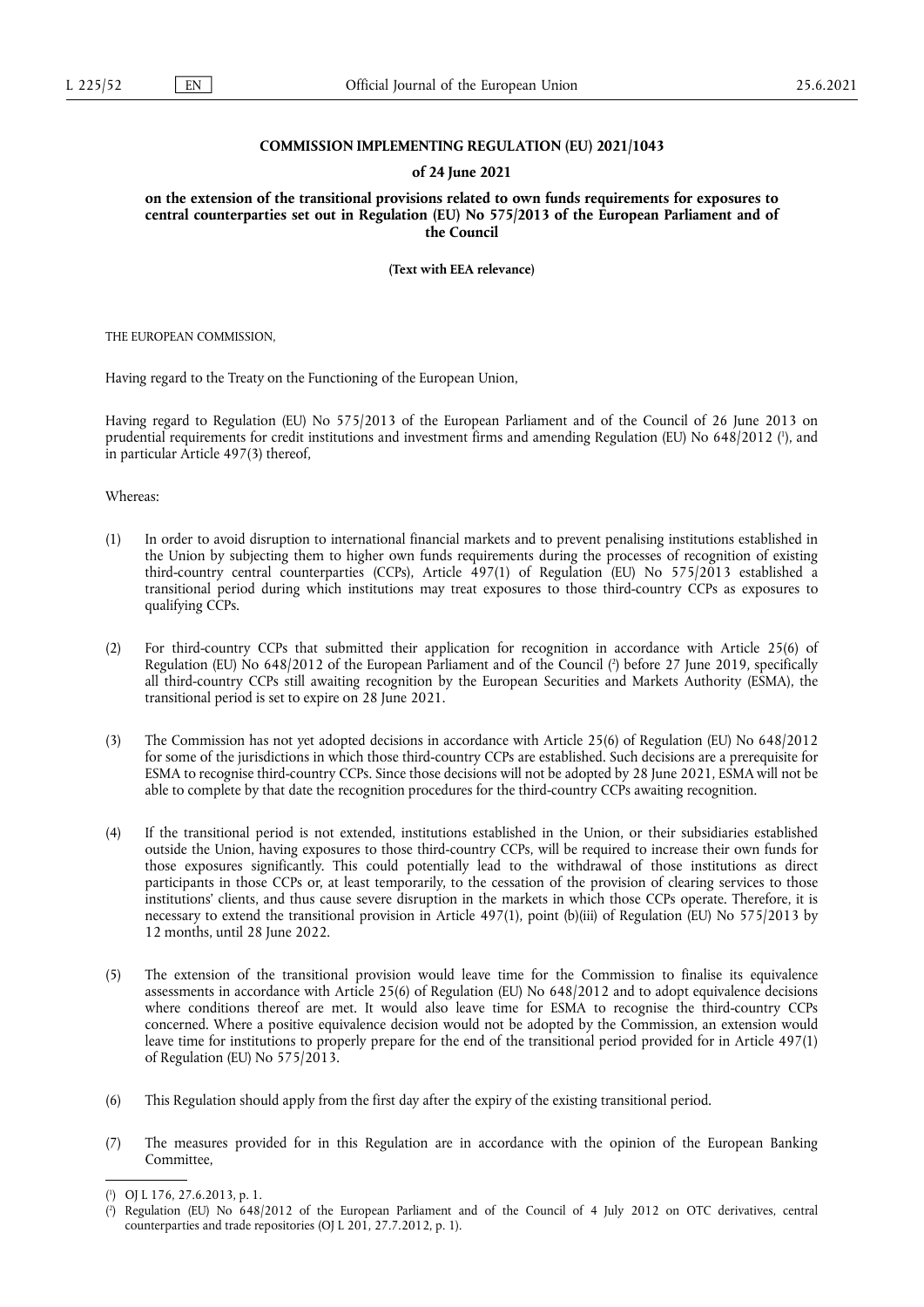**COMMISSION IMPLEMENTING REGULATION (EU) 2021/1043**

**of 24 June 2021**

**on the extension of the transitional provisions related to own funds requirements for exposures to central counterparties set out in Regulation (EU) No 575/2013 of the European Parliament and of the Council**

**(Text with EEA relevance)**

THE EUROPEAN COMMISSION,

Having regard to the Treaty on the Functioning of the European Union,

Having regard to Regulation (EU) No 575/2013 of the European Parliament and of the Council of 26 June 2013 on prudential requirements for credit institutions and investment firms and amending Regulation (EU) No 648/2012 [1], and in particular Article 497(3) thereof,

Whereas:

(1) In order to avoid disruption to international financial markets and to prevent penalising institutions established in the Union by subjecting them to higher own funds requirements during the processes of recognition of existing third-country central counterparties (CCPs), Article 497(1) of Regulation (EU) No 575/2013 established a transitional period during which institutions may treat exposures to those third-country CCPs as exposures to qualifying CCPs.

(2) For third-country CCPs that submitted their application for recognition in accordance with Article 25(6) of Regulation (EU) No 648/2012 of the European Parliament and of the Council [2] before 27 June 2019, specifically all third-country CCPs still awaiting recognition by the European Securities and Markets Authority (ESMA), the transitional period is set to expire on 28 June 2021.

(3) The Commission has not yet adopted decisions in accordance with Article 25(6) of Regulation (EU) No 648/2012 for some of the jurisdictions in which those third-country CCPs are established. Such decisions are a prerequisite for ESMA to recognise third-country CCPs. Since those decisions will not be adopted by 28 June 2021, ESMA will not be able to complete by that date the recognition procedures for the third-country CCPs awaiting recognition.

(4) If the transitional period is not extended, institutions established in the Union, or their subsidiaries established outside the Union, having exposures to those third-country CCPs, will be required to increase their own funds for those exposures significantly. This could potentially lead to the withdrawal of those institutions as direct participants in those CCPs or, at least temporarily, to the cessation of the provision of clearing services to those institutions' clients, and thus cause severe disruption in the markets in which those CCPs operate. Therefore, it is necessary to extend the transitional provision in Article 497(1), point (b)(iii) of Regulation (EU) No 575/2013 by 12 months, until 28 June 2022.

(5) The extension of the transitional provision would leave time for the Commission to finalise its equivalence assessments in accordance with Article 25(6) of Regulation (EU) No 648/2012 and to adopt equivalence decisions where conditions thereof are met. It would also leave time for ESMA to recognise the third-country CCPs concerned. Where a positive equivalence decision would not be adopted by the Commission, an extension would leave time for institutions to properly prepare for the end of the transitional period provided for in Article 497(1) of Regulation (EU) No 575/2013.

(6) This Regulation should apply from the first day after the expiry of the existing transitional period.

(7) The measures provided for in this Regulation are in accordance with the opinion of the European Banking Committee,

---

[1] OJ L 176, 27.6.2013, p. 1.

[2] Regulation (EU) No 648/2012 of the European Parliament and of the Council of 4 July 2012 on OTC derivatives, central counterparties and trade repositories (OJ L 201, 27.7.2012, p. 1).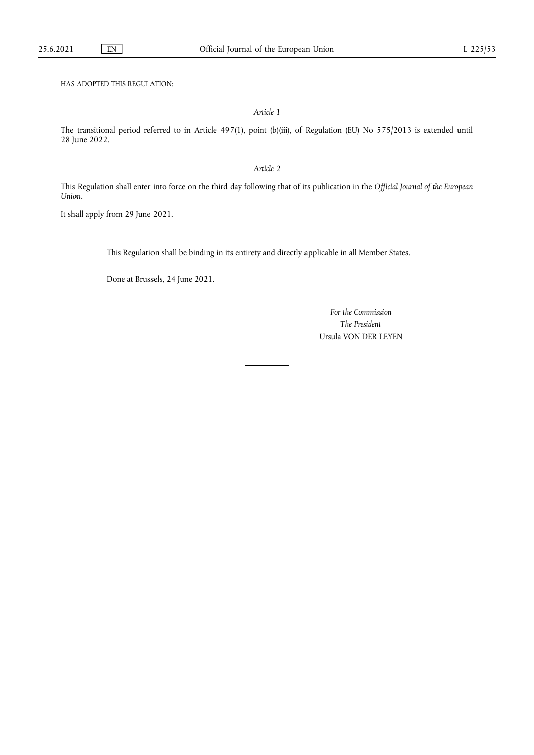HAS ADOPTED THIS REGULATION:

*Article 1*

The transitional period referred to in Article 497(1), point (b)(iii), of Regulation (EU) No 575/2013 is extended until 28 June 2022.

*Article 2*

This Regulation shall enter into force on the third day following that of its publication in the *Official Journal of the European Union*.

It shall apply from 29 June 2021.

This Regulation shall be binding in its entirety and directly applicable in all Member States.

Done at Brussels, 24 June 2021.

*For the Commission*

*The President*

Ursula VON DER LEYEN